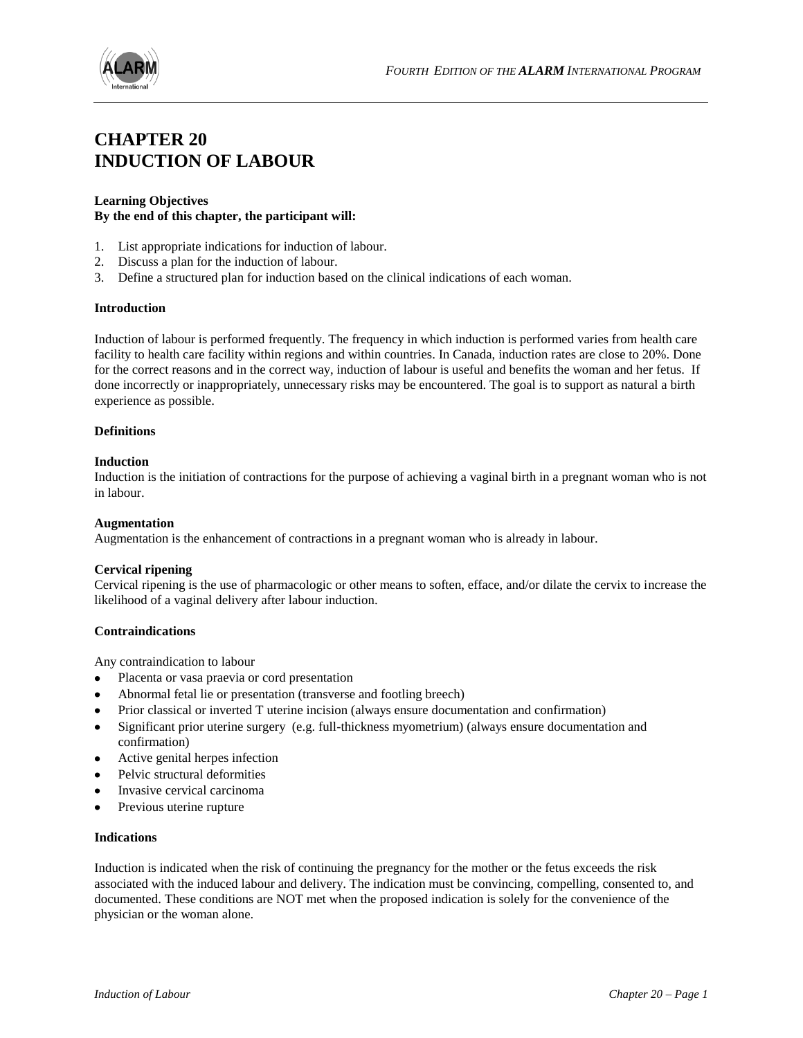# CHAPTER 20
# INDUCTION OF LABOUR

**Learning Objectives**
**By the end of this chapter, the participant will:**

1. List appropriate indications for induction of labour.
2. Discuss a plan for the induction of labour.
3. Define a structured plan for induction based on the clinical indications of each woman.

**Introduction**

Induction of labour is performed frequently. The frequency in which induction is performed varies from health care facility to health care facility within regions and within countries. In Canada, induction rates are close to 20%. Done for the correct reasons and in the correct way, induction of labour is useful and benefits the woman and her fetus. If done incorrectly or inappropriately, unnecessary risks may be encountered. The goal is to support as natural a birth experience as possible.

**Definitions**

**Induction**
Induction is the initiation of contractions for the purpose of achieving a vaginal birth in a pregnant woman who is not in labour.

**Augmentation**
Augmentation is the enhancement of contractions in a pregnant woman who is already in labour.

**Cervical ripening**
Cervical ripening is the use of pharmacologic or other means to soften, efface, and/or dilate the cervix to increase the likelihood of a vaginal delivery after labour induction.

**Contraindications**

Any contraindication to labour

- Placenta or vasa praevia or cord presentation
- Abnormal fetal lie or presentation (transverse and footling breech)
- Prior classical or inverted T uterine incision (always ensure documentation and confirmation)
- Significant prior uterine surgery (e.g. full-thickness myometrium) (always ensure documentation and confirmation)
- Active genital herpes infection
- Pelvic structural deformities
- Invasive cervical carcinoma
- Previous uterine rupture

**Indications**

Induction is indicated when the risk of continuing the pregnancy for the mother or the fetus exceeds the risk associated with the induced labour and delivery. The indication must be convincing, compelling, consented to, and documented. These conditions are NOT met when the proposed indication is solely for the convenience of the physician or the woman alone.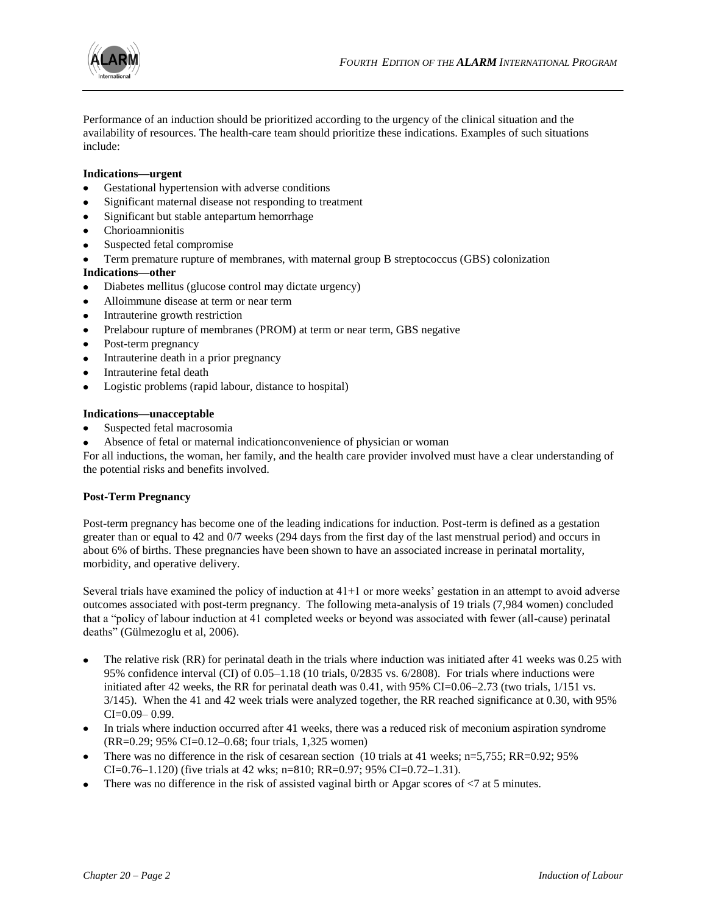Performance of an induction should be prioritized according to the urgency of the clinical situation and the availability of resources. The health-care team should prioritize these indications. Examples of such situations include:

**Indications—urgent**

- Gestational hypertension with adverse conditions
- Significant maternal disease not responding to treatment
- Significant but stable antepartum hemorrhage
- Chorioamnionitis
- Suspected fetal compromise
- Term premature rupture of membranes, with maternal group B streptococcus (GBS) colonization

**Indications—other**

- Diabetes mellitus (glucose control may dictate urgency)
- Alloimmune disease at term or near term
- Intrauterine growth restriction
- Prelabour rupture of membranes (PROM) at term or near term, GBS negative
- Post-term pregnancy
- Intrauterine death in a prior pregnancy
- Intrauterine fetal death
- Logistic problems (rapid labour, distance to hospital)

**Indications—unacceptable**

- Suspected fetal macrosomia
- Absence of fetal or maternal indicationconvenience of physician or woman

For all inductions, the woman, her family, and the health care provider involved must have a clear understanding of the potential risks and benefits involved.

**Post-Term Pregnancy**

Post-term pregnancy has become one of the leading indications for induction. Post-term is defined as a gestation greater than or equal to 42 and 0/7 weeks (294 days from the first day of the last menstrual period) and occurs in about 6% of births. These pregnancies have been shown to have an associated increase in perinatal mortality, morbidity, and operative delivery.

Several trials have examined the policy of induction at 41+1 or more weeks' gestation in an attempt to avoid adverse outcomes associated with post-term pregnancy. The following meta-analysis of 19 trials (7,984 women) concluded that a "policy of labour induction at 41 completed weeks or beyond was associated with fewer (all-cause) perinatal deaths" (Gülmezoglu et al, 2006).

- The relative risk (RR) for perinatal death in the trials where induction was initiated after 41 weeks was 0.25 with 95% confidence interval (CI) of 0.05–1.18 (10 trials, 0/2835 vs. 6/2808). For trials where inductions were initiated after 42 weeks, the RR for perinatal death was 0.41, with 95% CI=0.06–2.73 (two trials, 1/151 vs. 3/145). When the 41 and 42 week trials were analyzed together, the RR reached significance at 0.30, with 95% CI=0.09– 0.99.
- In trials where induction occurred after 41 weeks, there was a reduced risk of meconium aspiration syndrome (RR=0.29; 95% CI=0.12–0.68; four trials, 1,325 women)
- There was no difference in the risk of cesarean section (10 trials at 41 weeks; n=5,755; RR=0.92; 95% CI=0.76–1.120) (five trials at 42 wks; n=810; RR=0.97; 95% CI=0.72–1.31).
- There was no difference in the risk of assisted vaginal birth or Apgar scores of <7 at 5 minutes.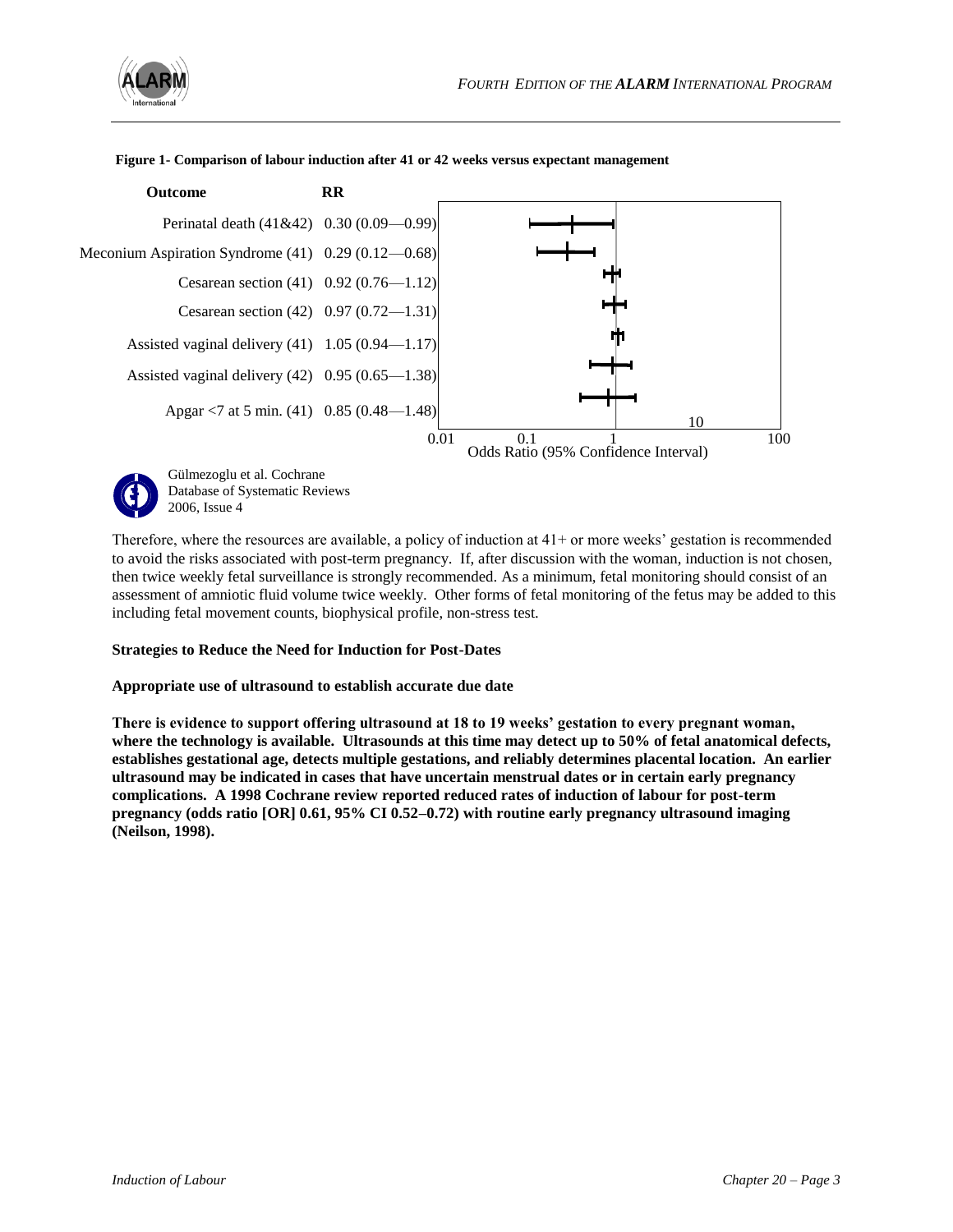**Figure 1- Comparison of labour induction after 41 or 42 weeks versus expectant management**

| Outcome | RR |
| --- | --- |
| Perinatal death (41&42) | 0.30 (0.09—0.99) |
| Meconium Aspiration Syndrome (41) | 0.29 (0.12—0.68) |
| Cesarean section (41) | 0.92 (0.76—1.12) |
| Cesarean section (42) | 0.97 (0.72—1.31) |
| Assisted vaginal delivery (41) | 1.05 (0.94—1.17) |
| Assisted vaginal delivery (42) | 0.95 (0.65—1.38) |
| Apgar <7 at 5 min. (41) | 0.85 (0.48—1.48) |

Odds Ratio (95% Confidence Interval)

Gülmezoglu et al. Cochrane Database of Systematic Reviews 2006, Issue 4

Therefore, where the resources are available, a policy of induction at 41+ or more weeks' gestation is recommended to avoid the risks associated with post-term pregnancy. If, after discussion with the woman, induction is not chosen, then twice weekly fetal surveillance is strongly recommended. As a minimum, fetal monitoring should consist of an assessment of amniotic fluid volume twice weekly. Other forms of fetal monitoring of the fetus may be added to this including fetal movement counts, biophysical profile, non-stress test.

**Strategies to Reduce the Need for Induction for Post-Dates**

**Appropriate use of ultrasound to establish accurate due date**

**There is evidence to support offering ultrasound at 18 to 19 weeks' gestation to every pregnant woman, where the technology is available. Ultrasounds at this time may detect up to 50% of fetal anatomical defects, establishes gestational age, detects multiple gestations, and reliably determines placental location. An earlier ultrasound may be indicated in cases that have uncertain menstrual dates or in certain early pregnancy complications. A 1998 Cochrane review reported reduced rates of induction of labour for post-term pregnancy (odds ratio [OR] 0.61, 95% CI 0.52–0.72) with routine early pregnancy ultrasound imaging (Neilson, 1998).**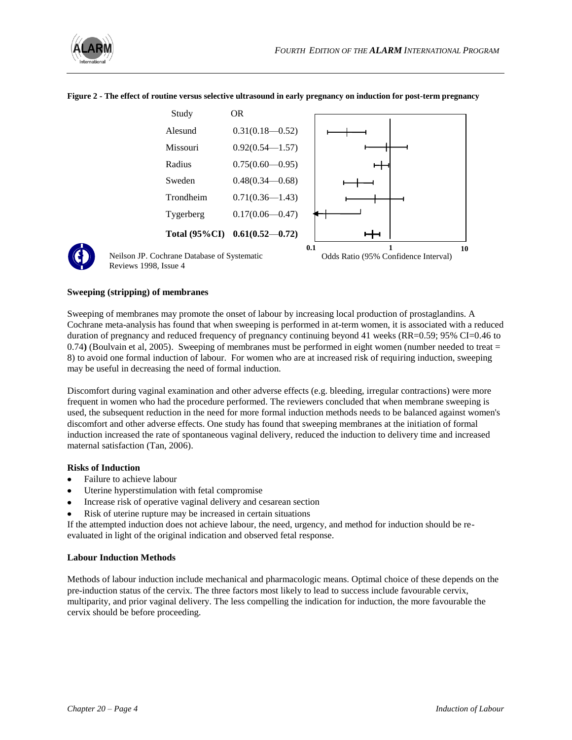**Figure 2 - The effect of routine versus selective ultrasound in early pregnancy on induction for post-term pregnancy**

| Study | OR |
| --- | --- |
| Alesund | 0.31(0.18—0.52) |
| Missouri | 0.92(0.54—1.57) |
| Radius | 0.75(0.60—0.95) |
| Sweden | 0.48(0.34—0.68) |
| Trondheim | 0.71(0.36—1.43) |
| Tygerberg | 0.17(0.06—0.47) |
| **Total (95%CI)** | **0.61(0.52—0.72)** |

0.1 1 10

Odds Ratio (95% Confidence Interval)

Neilson JP. Cochrane Database of Systematic Reviews 1998, Issue 4

**Sweeping (stripping) of membranes**

Sweeping of membranes may promote the onset of labour by increasing local production of prostaglandins. A Cochrane meta-analysis has found that when sweeping is performed in at-term women, it is associated with a reduced duration of pregnancy and reduced frequency of pregnancy continuing beyond 41 weeks (RR=0.59; 95% CI=0.46 to 0.74**)** (Boulvain et al, 2005). Sweeping of membranes must be performed in eight women (number needed to treat = 8) to avoid one formal induction of labour. For women who are at increased risk of requiring induction, sweeping may be useful in decreasing the need of formal induction.

Discomfort during vaginal examination and other adverse effects (e.g. bleeding, irregular contractions) were more frequent in women who had the procedure performed. The reviewers concluded that when membrane sweeping is used, the subsequent reduction in the need for more formal induction methods needs to be balanced against women's discomfort and other adverse effects. One study has found that sweeping membranes at the initiation of formal induction increased the rate of spontaneous vaginal delivery, reduced the induction to delivery time and increased maternal satisfaction (Tan, 2006).

**Risks of Induction**

- Failure to achieve labour
- Uterine hyperstimulation with fetal compromise
- Increase risk of operative vaginal delivery and cesarean section
- Risk of uterine rupture may be increased in certain situations

If the attempted induction does not achieve labour, the need, urgency, and method for induction should be re-evaluated in light of the original indication and observed fetal response.

**Labour Induction Methods**

Methods of labour induction include mechanical and pharmacologic means. Optimal choice of these depends on the pre-induction status of the cervix. The three factors most likely to lead to success include favourable cervix, multiparity, and prior vaginal delivery. The less compelling the indication for induction, the more favourable the cervix should be before proceeding.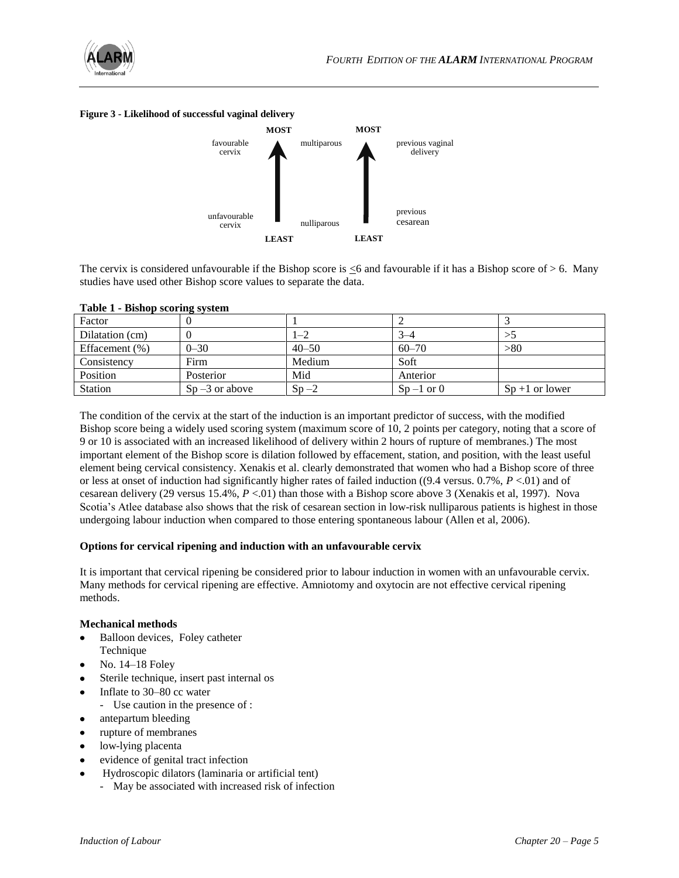**Figure 3 - Likelihood of successful vaginal delivery**

| | MOST | | MOST | |
|---|---|---|---|---|
| favourable cervix | ↑ | multiparous | ↑ | previous vaginal delivery |
| unfavourable cervix | | nulliparous | | previous cesarean |
| | LEAST | | LEAST | |

The cervix is considered unfavourable if the Bishop score is ≤6 and favourable if it has a Bishop score of > 6. Many studies have used other Bishop score values to separate the data.

**Table 1 - Bishop scoring system**

| Factor | 0 | 1 | 2 | 3 |
|---|---|---|---|---|
| Dilatation (cm) | 0 | 1–2 | 3–4 | >5 |
| Effacement (%) | 0–30 | 40–50 | 60–70 | >80 |
| Consistency | Firm | Medium | Soft | |
| Position | Posterior | Mid | Anterior | |
| Station | Sp –3 or above | Sp –2 | Sp –1 or 0 | Sp +1 or lower |

The condition of the cervix at the start of the induction is an important predictor of success, with the modified Bishop score being a widely used scoring system (maximum score of 10, 2 points per category, noting that a score of 9 or 10 is associated with an increased likelihood of delivery within 2 hours of rupture of membranes.) The most important element of the Bishop score is dilation followed by effacement, station, and position, with the least useful element being cervical consistency. Xenakis et al. clearly demonstrated that women who had a Bishop score of three or less at onset of induction had significantly higher rates of failed induction ((9.4 versus. 0.7%, $P$ <.01) and of cesarean delivery (29 versus 15.4%, $P$ <.01) than those with a Bishop score above 3 (Xenakis et al, 1997). Nova Scotia's Atlee database also shows that the risk of cesarean section in low-risk nulliparous patients is highest in those undergoing labour induction when compared to those entering spontaneous labour (Allen et al, 2006).

**Options for cervical ripening and induction with an unfavourable cervix**

It is important that cervical ripening be considered prior to labour induction in women with an unfavourable cervix. Many methods for cervical ripening are effective. Amniotomy and oxytocin are not effective cervical ripening methods.

**Mechanical methods**

- Balloon devices, Foley catheter Technique
- No. 14–18 Foley
- Sterile technique, insert past internal os
- Inflate to 30–80 cc water
  - Use caution in the presence of :
- antepartum bleeding
- rupture of membranes
- low-lying placenta
- evidence of genital tract infection
- Hydroscopic dilators (laminaria or artificial tent)
  - May be associated with increased risk of infection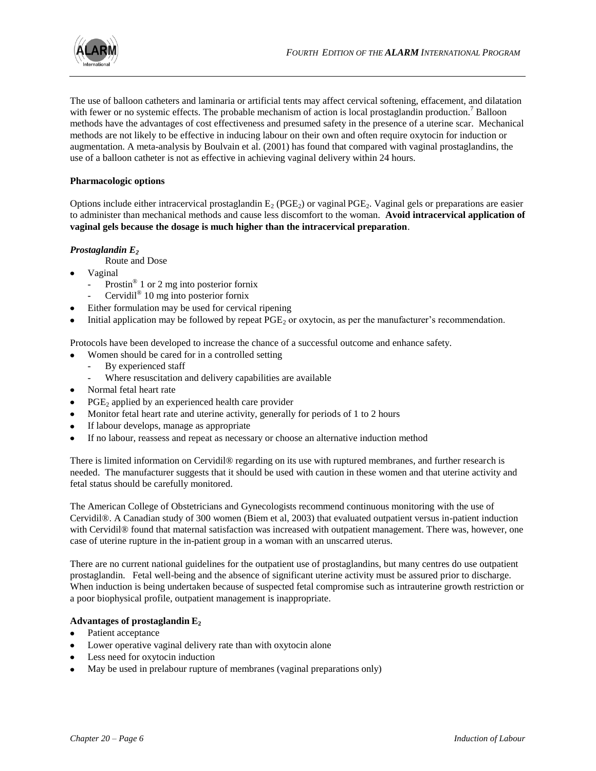The use of balloon catheters and laminaria or artificial tents may affect cervical softening, effacement, and dilatation with fewer or no systemic effects. The probable mechanism of action is local prostaglandin production.[7] Balloon methods have the advantages of cost effectiveness and presumed safety in the presence of a uterine scar. Mechanical methods are not likely to be effective in inducing labour on their own and often require oxytocin for induction or augmentation. A meta-analysis by Boulvain et al. (2001) has found that compared with vaginal prostaglandins, the use of a balloon catheter is not as effective in achieving vaginal delivery within 24 hours.

**Pharmacologic options**

Options include either intracervical prostaglandin $E_2$ ($PGE_2$) or vaginal $PGE_2$. Vaginal gels or preparations are easier to administer than mechanical methods and cause less discomfort to the woman. **Avoid intracervical application of vaginal gels because the dosage is much higher than the intracervical preparation**.

***Prostaglandin $E_2$***

Route and Dose

- Vaginal
  - Prostin® 1 or 2 mg into posterior fornix
  - Cervidil® 10 mg into posterior fornix
- Either formulation may be used for cervical ripening
- Initial application may be followed by repeat $PGE_2$ or oxytocin, as per the manufacturer's recommendation.

Protocols have been developed to increase the chance of a successful outcome and enhance safety.

- Women should be cared for in a controlled setting
  - By experienced staff
  - Where resuscitation and delivery capabilities are available
- Normal fetal heart rate
- $PGE_2$ applied by an experienced health care provider
- Monitor fetal heart rate and uterine activity, generally for periods of 1 to 2 hours
- If labour develops, manage as appropriate
- If no labour, reassess and repeat as necessary or choose an alternative induction method

There is limited information on Cervidil® regarding on its use with ruptured membranes, and further research is needed. The manufacturer suggests that it should be used with caution in these women and that uterine activity and fetal status should be carefully monitored.

The American College of Obstetricians and Gynecologists recommend continuous monitoring with the use of Cervidil®. A Canadian study of 300 women (Biem et al, 2003) that evaluated outpatient versus in-patient induction with Cervidil® found that maternal satisfaction was increased with outpatient management. There was, however, one case of uterine rupture in the in-patient group in a woman with an unscarred uterus.

There are no current national guidelines for the outpatient use of prostaglandins, but many centres do use outpatient prostaglandin. Fetal well-being and the absence of significant uterine activity must be assured prior to discharge. When induction is being undertaken because of suspected fetal compromise such as intrauterine growth restriction or a poor biophysical profile, outpatient management is inappropriate.

**Advantages of prostaglandin $E_2$**

- Patient acceptance
- Lower operative vaginal delivery rate than with oxytocin alone
- Less need for oxytocin induction
- May be used in prelabour rupture of membranes (vaginal preparations only)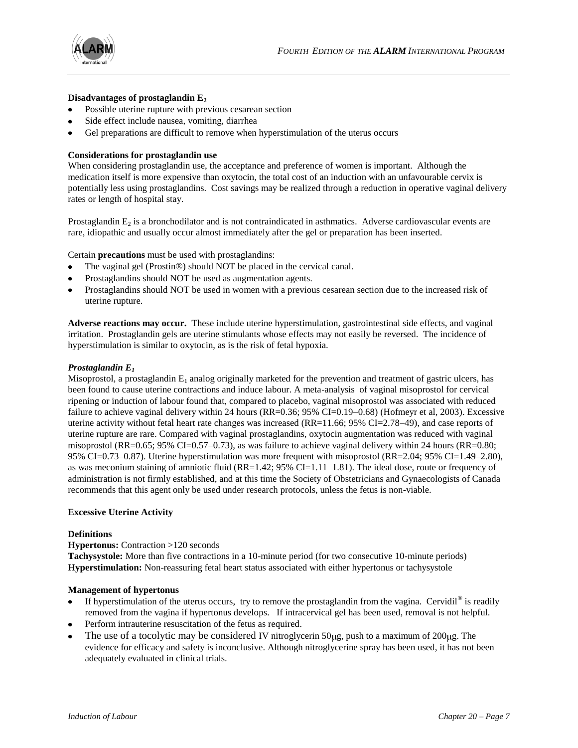**Disadvantages of prostaglandin $E_2$**

- Possible uterine rupture with previous cesarean section
- Side effect include nausea, vomiting, diarrhea
- Gel preparations are difficult to remove when hyperstimulation of the uterus occurs

**Considerations for prostaglandin use**

When considering prostaglandin use, the acceptance and preference of women is important. Although the medication itself is more expensive than oxytocin, the total cost of an induction with an unfavourable cervix is potentially less using prostaglandins. Cost savings may be realized through a reduction in operative vaginal delivery rates or length of hospital stay.

Prostaglandin $E_2$ is a bronchodilator and is not contraindicated in asthmatics. Adverse cardiovascular events are rare, idiopathic and usually occur almost immediately after the gel or preparation has been inserted.

Certain **precautions** must be used with prostaglandins:

- The vaginal gel (Prostin®) should NOT be placed in the cervical canal.
- Prostaglandins should NOT be used as augmentation agents.
- Prostaglandins should NOT be used in women with a previous cesarean section due to the increased risk of uterine rupture.

**Adverse reactions may occur.** These include uterine hyperstimulation, gastrointestinal side effects, and vaginal irritation. Prostaglandin gels are uterine stimulants whose effects may not easily be reversed. The incidence of hyperstimulation is similar to oxytocin, as is the risk of fetal hypoxia.

***Prostaglandin $E_1$***

Misoprostol, a prostaglandin $E_1$ analog originally marketed for the prevention and treatment of gastric ulcers, has been found to cause uterine contractions and induce labour. A meta-analysis of vaginal misoprostol for cervical ripening or induction of labour found that, compared to placebo, vaginal misoprostol was associated with reduced failure to achieve vaginal delivery within 24 hours (RR=0.36; 95% CI=0.19–0.68) (Hofmeyr et al, 2003). Excessive uterine activity without fetal heart rate changes was increased (RR=11.66; 95% CI=2.78–49), and case reports of uterine rupture are rare. Compared with vaginal prostaglandins, oxytocin augmentation was reduced with vaginal misoprostol (RR=0.65; 95% CI=0.57–0.73), as was failure to achieve vaginal delivery within 24 hours (RR=0.80; 95% CI=0.73–0.87). Uterine hyperstimulation was more frequent with misoprostol (RR=2.04; 95% CI=1.49–2.80), as was meconium staining of amniotic fluid (RR=1.42; 95% CI=1.11–1.81). The ideal dose, route or frequency of administration is not firmly established, and at this time the Society of Obstetricians and Gynaecologists of Canada recommends that this agent only be used under research protocols, unless the fetus is non-viable.

**Excessive Uterine Activity**

**Definitions**

**Hypertonus:** Contraction >120 seconds
**Tachysystole:** More than five contractions in a 10-minute period (for two consecutive 10-minute periods)
**Hyperstimulation:** Non-reassuring fetal heart status associated with either hypertonus or tachysystole

**Management of hypertonus**

- If hyperstimulation of the uterus occurs, try to remove the prostaglandin from the vagina. Cervidil® is readily removed from the vagina if hypertonus develops. If intracervical gel has been used, removal is not helpful.
- Perform intrauterine resuscitation of the fetus as required.
- The use of a tocolytic may be considered IV nitroglycerin 50μg, push to a maximum of 200μg. The evidence for efficacy and safety is inconclusive. Although nitroglycerine spray has been used, it has not been adequately evaluated in clinical trials.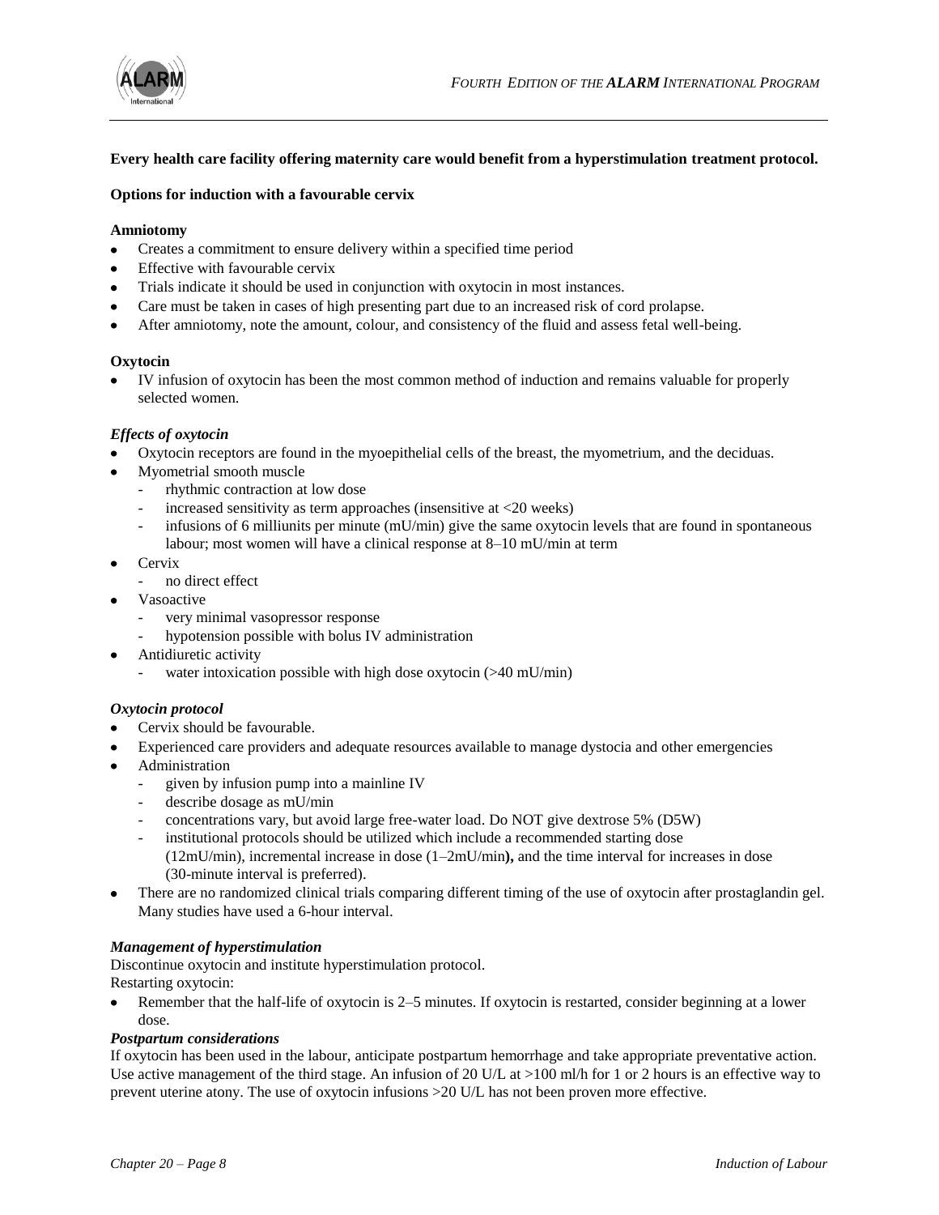**Every health care facility offering maternity care would benefit from a hyperstimulation treatment protocol.**

**Options for induction with a favourable cervix**

**Amniotomy**

- Creates a commitment to ensure delivery within a specified time period
- Effective with favourable cervix
- Trials indicate it should be used in conjunction with oxytocin in most instances.
- Care must be taken in cases of high presenting part due to an increased risk of cord prolapse.
- After amniotomy, note the amount, colour, and consistency of the fluid and assess fetal well-being.

**Oxytocin**

- IV infusion of oxytocin has been the most common method of induction and remains valuable for properly selected women.

***Effects of oxytocin***

- Oxytocin receptors are found in the myoepithelial cells of the breast, the myometrium, and the deciduas.
- Myometrial smooth muscle
  - rhythmic contraction at low dose
  - increased sensitivity as term approaches (insensitive at <20 weeks)
  - infusions of 6 milliunits per minute (mU/min) give the same oxytocin levels that are found in spontaneous labour; most women will have a clinical response at 8–10 mU/min at term
- Cervix
  - no direct effect
- Vasoactive
  - very minimal vasopressor response
  - hypotension possible with bolus IV administration
- Antidiuretic activity
  - water intoxication possible with high dose oxytocin (>40 mU/min)

***Oxytocin protocol***

- Cervix should be favourable.
- Experienced care providers and adequate resources available to manage dystocia and other emergencies
- Administration
  - given by infusion pump into a mainline IV
  - describe dosage as mU/min
  - concentrations vary, but avoid large free-water load. Do NOT give dextrose 5% (D5W)
  - institutional protocols should be utilized which include a recommended starting dose (12mU/min), incremental increase in dose (1–2mU/min**),** and the time interval for increases in dose (30-minute interval is preferred).
- There are no randomized clinical trials comparing different timing of the use of oxytocin after prostaglandin gel. Many studies have used a 6-hour interval.

***Management of hyperstimulation***

Discontinue oxytocin and institute hyperstimulation protocol.
Restarting oxytocin:

- Remember that the half-life of oxytocin is 2–5 minutes. If oxytocin is restarted, consider beginning at a lower dose.

***Postpartum considerations***

If oxytocin has been used in the labour, anticipate postpartum hemorrhage and take appropriate preventative action. Use active management of the third stage. An infusion of 20 U/L at >100 ml/h for 1 or 2 hours is an effective way to prevent uterine atony. The use of oxytocin infusions >20 U/L has not been proven more effective.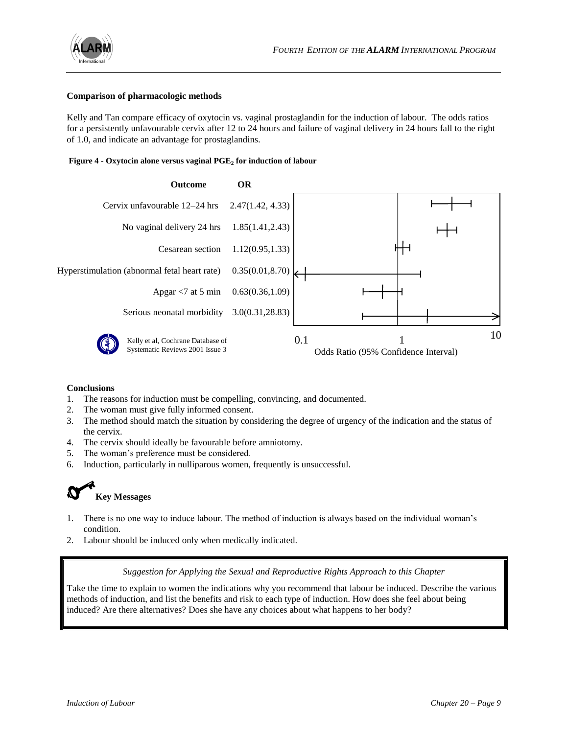### Comparison of pharmacologic methods

Kelly and Tan compare efficacy of oxytocin vs. vaginal prostaglandin for the induction of labour. The odds ratios for a persistently unfavourable cervix after 12 to 24 hours and failure of vaginal delivery in 24 hours fall to the right of 1.0, and indicate an advantage for prostaglandins.

**Figure 4 - Oxytocin alone versus vaginal $PGE_2$ for induction of labour**

| Outcome | OR |
|---|---|
| Cervix unfavourable 12–24 hrs | 2.47(1.42, 4.33) |
| No vaginal delivery 24 hrs | 1.85(1.41,2.43) |
| Cesarean section | 1.12(0.95,1.33) |
| Hyperstimulation (abnormal fetal heart rate) | 0.35(0.01,8.70) |
| Apgar <7 at 5 min | 0.63(0.36,1.09) |
| Serious neonatal morbidity | 3.0(0.31,28.83) |

Kelly et al, Cochrane Database of Systematic Reviews 2001 Issue 3

Odds Ratio (95% Confidence Interval)

### Conclusions

1. The reasons for induction must be compelling, convincing, and documented.
2. The woman must give fully informed consent.
3. The method should match the situation by considering the degree of urgency of the indication and the status of the cervix.
4. The cervix should ideally be favourable before amniotomy.
5. The woman's preference must be considered.
6. Induction, particularly in nulliparous women, frequently is unsuccessful.

## Key Messages

1. There is no one way to induce labour. The method of induction is always based on the individual woman's condition.
2. Labour should be induced only when medically indicated.

*Suggestion for Applying the Sexual and Reproductive Rights Approach to this Chapter*

Take the time to explain to women the indications why you recommend that labour be induced. Describe the various methods of induction, and list the benefits and risk to each type of induction. How does she feel about being induced? Are there alternatives? Does she have any choices about what happens to her body?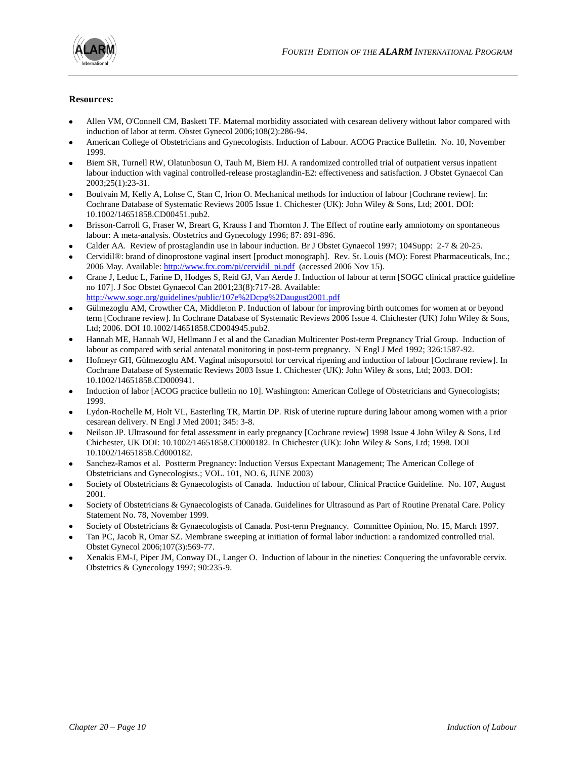**Resources:**

- Allen VM, O'Connell CM, Baskett TF. Maternal morbidity associated with cesarean delivery without labor compared with induction of labor at term. Obstet Gynecol 2006;108(2):286-94.
- American College of Obstetricians and Gynecologists. Induction of Labour. ACOG Practice Bulletin. No. 10, November 1999.
- Biem SR, Turnell RW, Olatunbosun O, Tauh M, Biem HJ. A randomized controlled trial of outpatient versus inpatient labour induction with vaginal controlled-release prostaglandin-E2: effectiveness and satisfaction. J Obstet Gynaecol Can 2003;25(1):23-31.
- Boulvain M, Kelly A, Lohse C, Stan C, Irion O. Mechanical methods for induction of labour [Cochrane review]. In: Cochrane Database of Systematic Reviews 2005 Issue 1. Chichester (UK): John Wiley & Sons, Ltd; 2001. DOI: 10.1002/14651858.CD00451.pub2.
- Brisson-Carroll G, Fraser W, Breart G, Krauss I and Thornton J. The Effect of routine early amniotomy on spontaneous labour: A meta-analysis. Obstetrics and Gynecology 1996; 87: 891-896.
- Calder AA. Review of prostaglandin use in labour induction. Br J Obstet Gynaecol 1997; 104Supp: 2-7 & 20-25.
- Cervidil®: brand of dinoprostone vaginal insert [product monograph]. Rev. St. Louis (MO): Forest Pharmaceuticals, Inc.; 2006 May. Available: [http://www.frx.com/pi/cervidil_pi.pdf](http://www.frx.com/pi/cervidil_pi.pdf) (accessed 2006 Nov 15).
- Crane J, Leduc L, Farine D, Hodges S, Reid GJ, Van Aerde J. Induction of labour at term [SOGC clinical practice guideline no 107]. J Soc Obstet Gynaecol Can 2001;23(8):717-28. Available: [http://www.sogc.org/guidelines/public/107e%2Dcpg%2Daugust2001.pdf](http://www.sogc.org/guidelines/public/107e%2Dcpg%2Daugust2001.pdf)
- Gülmezoglu AM, Crowther CA, Middleton P. Induction of labour for improving birth outcomes for women at or beyond term [Cochrane review]. In Cochrane Database of Systematic Reviews 2006 Issue 4. Chichester (UK) John Wiley & Sons, Ltd; 2006. DOI 10.1002/14651858.CD004945.pub2.
- Hannah ME, Hannah WJ, Hellmann J et al and the Canadian Multicenter Post-term Pregnancy Trial Group. Induction of labour as compared with serial antenatal monitoring in post-term pregnancy. N Engl J Med 1992; 326:1587-92.
- Hofmeyr GH, Gülmezoglu AM. Vaginal misoporsotol for cervical ripening and induction of labour [Cochrane review]. In Cochrane Database of Systematic Reviews 2003 Issue 1. Chichester (UK): John Wiley & sons, Ltd; 2003. DOI: 10.1002/14651858.CD000941.
- Induction of labor [ACOG practice bulletin no 10]. Washington: American College of Obstetricians and Gynecologists; 1999.
- Lydon-Rochelle M, Holt VL, Easterling TR, Martin DP. Risk of uterine rupture during labour among women with a prior cesarean delivery. N Engl J Med 2001; 345: 3-8.
- Neilson JP. Ultrasound for fetal assessment in early pregnancy [Cochrane review] 1998 Issue 4 John Wiley & Sons, Ltd Chichester, UK DOI: 10.1002/14651858.CD000182. In Chichester (UK): John Wiley & Sons, Ltd; 1998. DOI 10.1002/14651858.Cd000182.
- Sanchez-Ramos et al. Postterm Pregnancy: Induction Versus Expectant Management; The American College of Obstetricians and Gynecologists.; VOL. 101, NO. 6, JUNE 2003)
- Society of Obstetricians & Gynaecologists of Canada. Induction of labour, Clinical Practice Guideline. No. 107, August 2001.
- Society of Obstetricians & Gynaecologists of Canada. Guidelines for Ultrasound as Part of Routine Prenatal Care. Policy Statement No. 78, November 1999.
- Society of Obstetricians & Gynaecologists of Canada. Post-term Pregnancy. Committee Opinion, No. 15, March 1997.
- Tan PC, Jacob R, Omar SZ. Membrane sweeping at initiation of formal labor induction: a randomized controlled trial. Obstet Gynecol 2006;107(3):569-77.
- Xenakis EM-J, Piper JM, Conway DL, Langer O. Induction of labour in the nineties: Conquering the unfavorable cervix. Obstetrics & Gynecology 1997; 90:235-9.